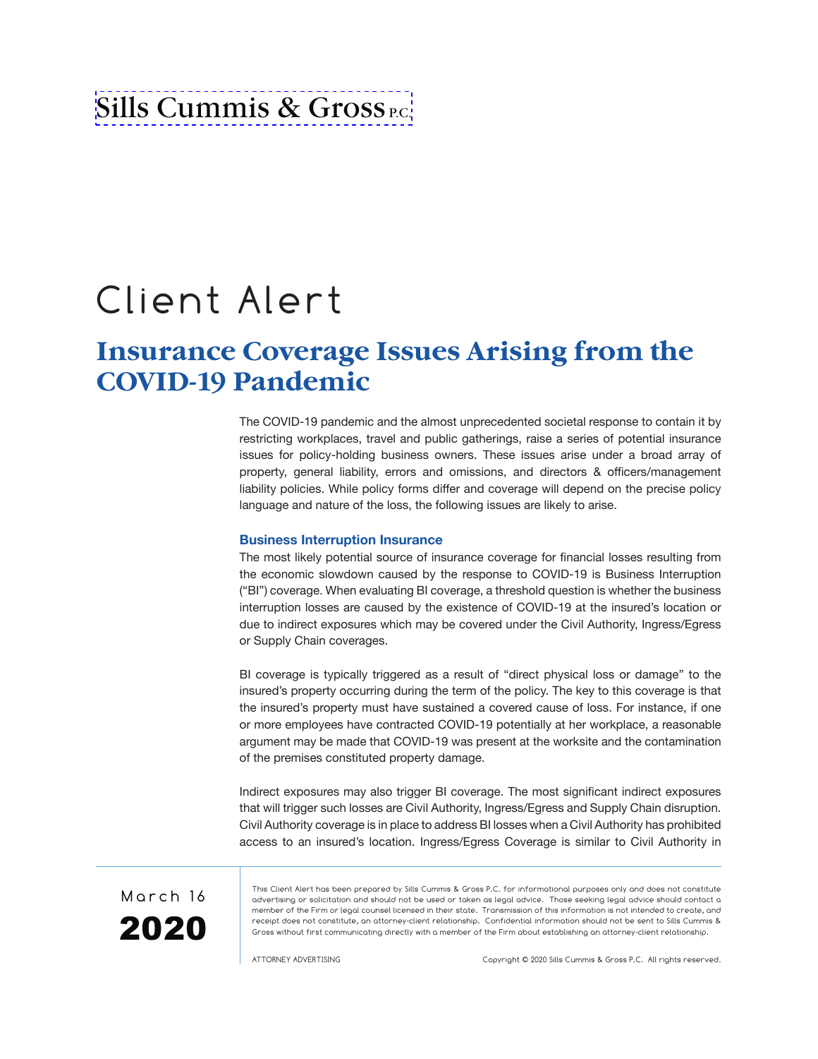Sills Cummis & Gross P.C.

# Client Alert

## Insurance Coverage Issues Arising from the COVID-19 Pandemic

The COVID-19 pandemic and the almost unprecedented societal response to contain it by restricting workplaces, travel and public gatherings, raise a series of potential insurance issues for policy-holding business owners. These issues arise under a broad array of property, general liability, errors and omissions, and directors & officers/management liability policies. While policy forms differ and coverage will depend on the precise policy language and nature of the loss, the following issues are likely to arise.

### Business Interruption Insurance

The most likely potential source of insurance coverage for financial losses resulting from the economic slowdown caused by the response to COVID-19 is Business Interruption ("BI") coverage. When evaluating BI coverage, a threshold question is whether the business interruption losses are caused by the existence of COVID-19 at the insured's location or due to indirect exposures which may be covered under the Civil Authority, Ingress/Egress or Supply Chain coverages.

BI coverage is typically triggered as a result of "direct physical loss or damage" to the insured's property occurring during the term of the policy. The key to this coverage is that the insured's property must have sustained a covered cause of loss. For instance, if one or more employees have contracted COVID-19 potentially at her workplace, a reasonable argument may be made that COVID-19 was present at the worksite and the contamination of the premises constituted property damage.

Indirect exposures may also trigger BI coverage. The most significant indirect exposures that will trigger such losses are Civil Authority, Ingress/Egress and Supply Chain disruption. Civil Authority coverage is in place to address BI losses when a Civil Authority has prohibited access to an insured's location. Ingress/Egress Coverage is similar to Civil Authority in

March 16
2020

This Client Alert has been prepared by Sills Cummis & Gross P.C. for informational purposes only and does not constitute advertising or solicitation and should not be used or taken as legal advice. Those seeking legal advice should contact a member of the Firm or legal counsel licensed in their state. Transmission of this information is not intended to create, and receipt does not constitute, an attorney-client relationship. Confidential information should not be sent to Sills Cummis & Gross without first communicating directly with a member of the Firm about establishing an attorney-client relationship.

ATTORNEY ADVERTISING

Copyright © 2020 Sills Cummis & Gross P.C. All rights reserved.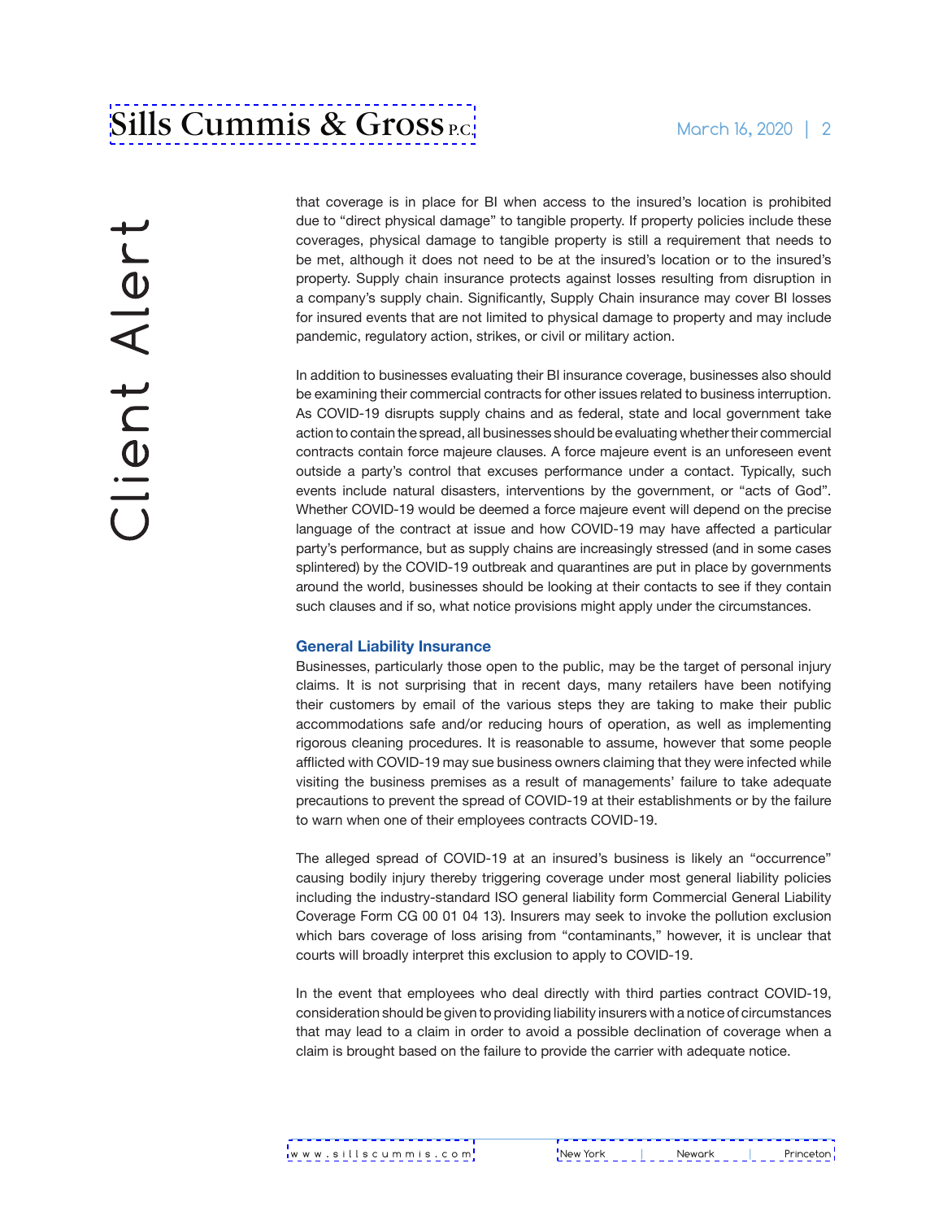that coverage is in place for BI when access to the insured's location is prohibited due to "direct physical damage" to tangible property. If property policies include these coverages, physical damage to tangible property is still a requirement that needs to be met, although it does not need to be at the insured's location or to the insured's property. Supply chain insurance protects against losses resulting from disruption in a company's supply chain. Significantly, Supply Chain insurance may cover BI losses for insured events that are not limited to physical damage to property and may include pandemic, regulatory action, strikes, or civil or military action.

In addition to businesses evaluating their BI insurance coverage, businesses also should be examining their commercial contracts for other issues related to business interruption. As COVID-19 disrupts supply chains and as federal, state and local government take action to contain the spread, all businesses should be evaluating whether their commercial contracts contain force majeure clauses. A force majeure event is an unforeseen event outside a party's control that excuses performance under a contact. Typically, such events include natural disasters, interventions by the government, or "acts of God". Whether COVID-19 would be deemed a force majeure event will depend on the precise language of the contract at issue and how COVID-19 may have affected a particular party's performance, but as supply chains are increasingly stressed (and in some cases splintered) by the COVID-19 outbreak and quarantines are put in place by governments around the world, businesses should be looking at their contacts to see if they contain such clauses and if so, what notice provisions might apply under the circumstances.

### General Liability Insurance

Businesses, particularly those open to the public, may be the target of personal injury claims. It is not surprising that in recent days, many retailers have been notifying their customers by email of the various steps they are taking to make their public accommodations safe and/or reducing hours of operation, as well as implementing rigorous cleaning procedures. It is reasonable to assume, however that some people afflicted with COVID-19 may sue business owners claiming that they were infected while visiting the business premises as a result of managements' failure to take adequate precautions to prevent the spread of COVID-19 at their establishments or by the failure to warn when one of their employees contracts COVID-19.

The alleged spread of COVID-19 at an insured's business is likely an "occurrence" causing bodily injury thereby triggering coverage under most general liability policies including the industry-standard ISO general liability form Commercial General Liability Coverage Form CG 00 01 04 13). Insurers may seek to invoke the pollution exclusion which bars coverage of loss arising from "contaminants," however, it is unclear that courts will broadly interpret this exclusion to apply to COVID-19.

In the event that employees who deal directly with third parties contract COVID-19, consideration should be given to providing liability insurers with a notice of circumstances that may lead to a claim in order to avoid a possible declination of coverage when a claim is brought based on the failure to provide the carrier with adequate notice.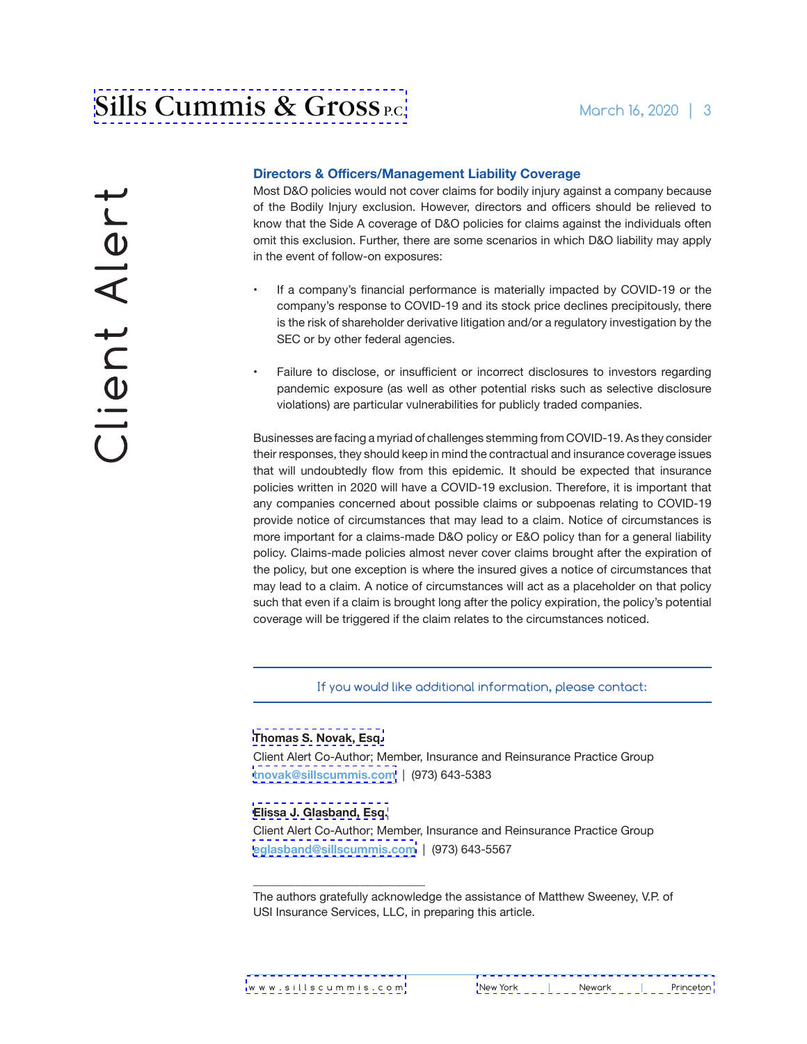### Directors & Officers/Management Liability Coverage

Most D&O policies would not cover claims for bodily injury against a company because of the Bodily Injury exclusion. However, directors and officers should be relieved to know that the Side A coverage of D&O policies for claims against the individuals often omit this exclusion. Further, there are some scenarios in which D&O liability may apply in the event of follow-on exposures:

- If a company's financial performance is materially impacted by COVID-19 or the company's response to COVID-19 and its stock price declines precipitously, there is the risk of shareholder derivative litigation and/or a regulatory investigation by the SEC or by other federal agencies.
- Failure to disclose, or insufficient or incorrect disclosures to investors regarding pandemic exposure (as well as other potential risks such as selective disclosure violations) are particular vulnerabilities for publicly traded companies.

Businesses are facing a myriad of challenges stemming from COVID-19. As they consider their responses, they should keep in mind the contractual and insurance coverage issues that will undoubtedly flow from this epidemic. It should be expected that insurance policies written in 2020 will have a COVID-19 exclusion. Therefore, it is important that any companies concerned about possible claims or subpoenas relating to COVID-19 provide notice of circumstances that may lead to a claim. Notice of circumstances is more important for a claims-made D&O policy or E&O policy than for a general liability policy. Claims-made policies almost never cover claims brought after the expiration of the policy, but one exception is where the insured gives a notice of circumstances that may lead to a claim. A notice of circumstances will act as a placeholder on that policy such that even if a claim is brought long after the policy expiration, the policy's potential coverage will be triggered if the claim relates to the circumstances noticed.

---

If you would like additional information, please contact:

---

**Thomas S. Novak, Esq.**
Client Alert Co-Author; Member, Insurance and Reinsurance Practice Group
tnovak@sillscummis.com | (973) 643-5383

**Elissa J. Glasband, Esq.**
Client Alert Co-Author; Member, Insurance and Reinsurance Practice Group
eglasband@sillscummis.com | (973) 643-5567

---

The authors gratefully acknowledge the assistance of Matthew Sweeney, V.P. of USI Insurance Services, LLC, in preparing this article.